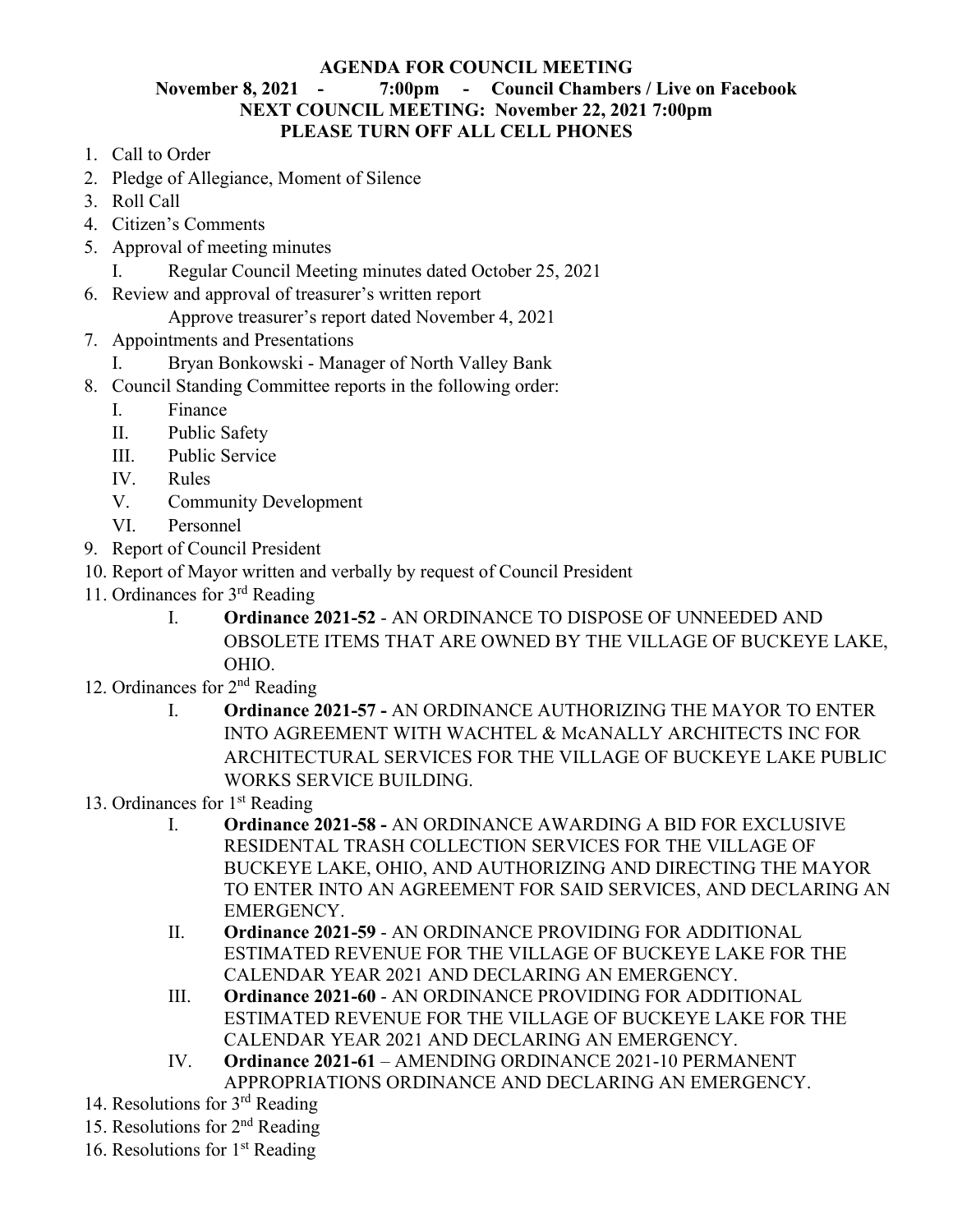**AGENDA FOR COUNCIL MEETING**

**November 8, 2021 - 7:00pm - Council Chambers / Live on Facebook**

**NEXT COUNCIL MEETING: November 22, 2021 7:00pm**

**PLEASE TURN OFF ALL CELL PHONES**

1. Call to Order
2. Pledge of Allegiance, Moment of Silence
3. Roll Call
4. Citizen's Comments
5. Approval of meeting minutes
   - I. Regular Council Meeting minutes dated October 25, 2021
6. Review and approval of treasurer's written report
   - Approve treasurer's report dated November 4, 2021
7. Appointments and Presentations
   - I. Bryan Bonkowski - Manager of North Valley Bank
8. Council Standing Committee reports in the following order:
   - I. Finance
   - II. Public Safety
   - III. Public Service
   - IV. Rules
   - V. Community Development
   - VI. Personnel
9. Report of Council President
10. Report of Mayor written and verbally by request of Council President
11. Ordinances for 3rd Reading
    - I. **Ordinance 2021-52** - AN ORDINANCE TO DISPOSE OF UNNEEDED AND OBSOLETE ITEMS THAT ARE OWNED BY THE VILLAGE OF BUCKEYE LAKE, OHIO.
12. Ordinances for 2nd Reading
    - I. **Ordinance 2021-57 -** AN ORDINANCE AUTHORIZING THE MAYOR TO ENTER INTO AGREEMENT WITH WACHTEL & McANALLY ARCHITECTS INC FOR ARCHITECTURAL SERVICES FOR THE VILLAGE OF BUCKEYE LAKE PUBLIC WORKS SERVICE BUILDING.
13. Ordinances for 1st Reading
    - I. **Ordinance 2021-58 -** AN ORDINANCE AWARDING A BID FOR EXCLUSIVE RESIDENTAL TRASH COLLECTION SERVICES FOR THE VILLAGE OF BUCKEYE LAKE, OHIO, AND AUTHORIZING AND DIRECTING THE MAYOR TO ENTER INTO AN AGREEMENT FOR SAID SERVICES, AND DECLARING AN EMERGENCY.
    - II. **Ordinance 2021-59** - AN ORDINANCE PROVIDING FOR ADDITIONAL ESTIMATED REVENUE FOR THE VILLAGE OF BUCKEYE LAKE FOR THE CALENDAR YEAR 2021 AND DECLARING AN EMERGENCY.
    - III. **Ordinance 2021-60** - AN ORDINANCE PROVIDING FOR ADDITIONAL ESTIMATED REVENUE FOR THE VILLAGE OF BUCKEYE LAKE FOR THE CALENDAR YEAR 2021 AND DECLARING AN EMERGENCY.
    - IV. **Ordinance 2021-61** – AMENDING ORDINANCE 2021-10 PERMANENT APPROPRIATIONS ORDINANCE AND DECLARING AN EMERGENCY.
14. Resolutions for 3rd Reading
15. Resolutions for 2nd Reading
16. Resolutions for 1st Reading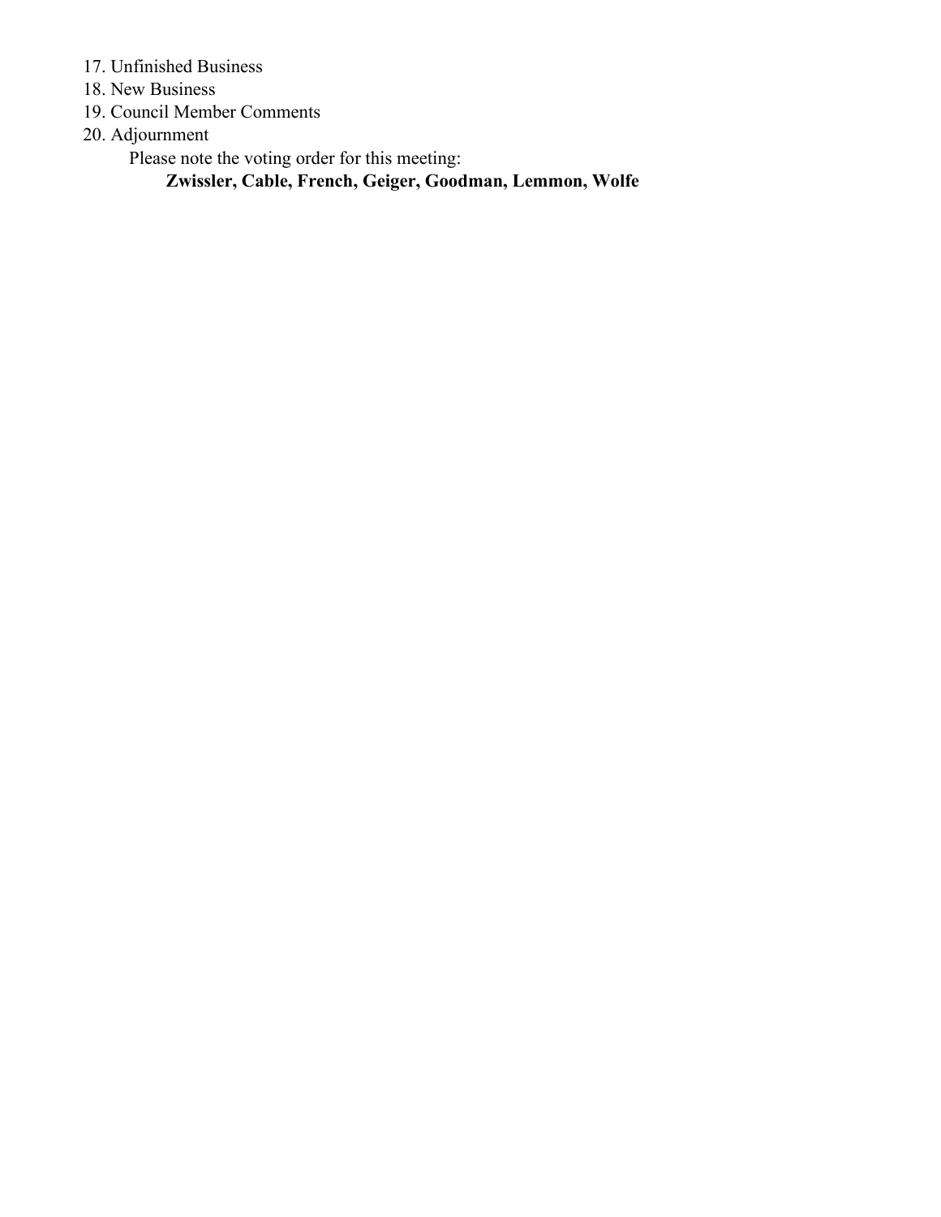17. Unfinished Business
18. New Business
19. Council Member Comments
20. Adjournment

    Please note the voting order for this meeting:

    **Zwissler, Cable, French, Geiger, Goodman, Lemmon, Wolfe**